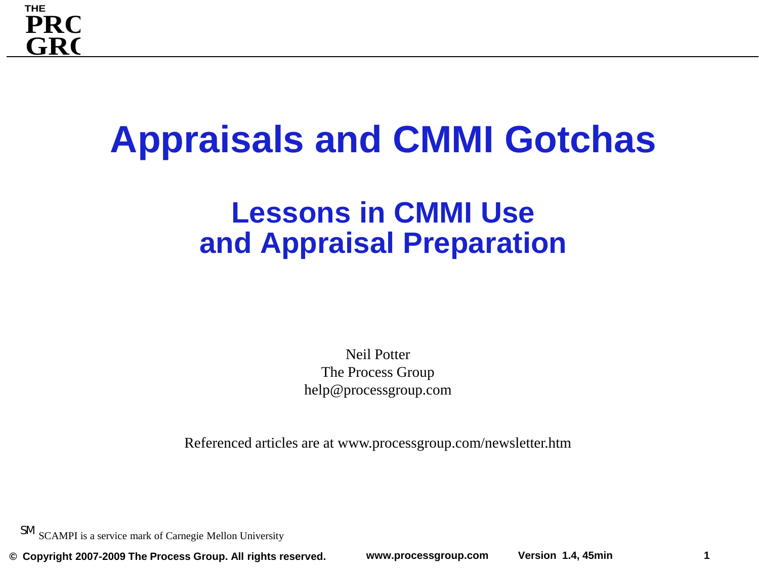# Appraisals and CMMI Gotchas

## Lessons in CMMI Use and Appraisal Preparation

Neil Potter
The Process Group
help@processgroup.com

Referenced articles are at www.processgroup.com/newsletter.htm

SM SCAMPI is a service mark of Carnegie Mellon University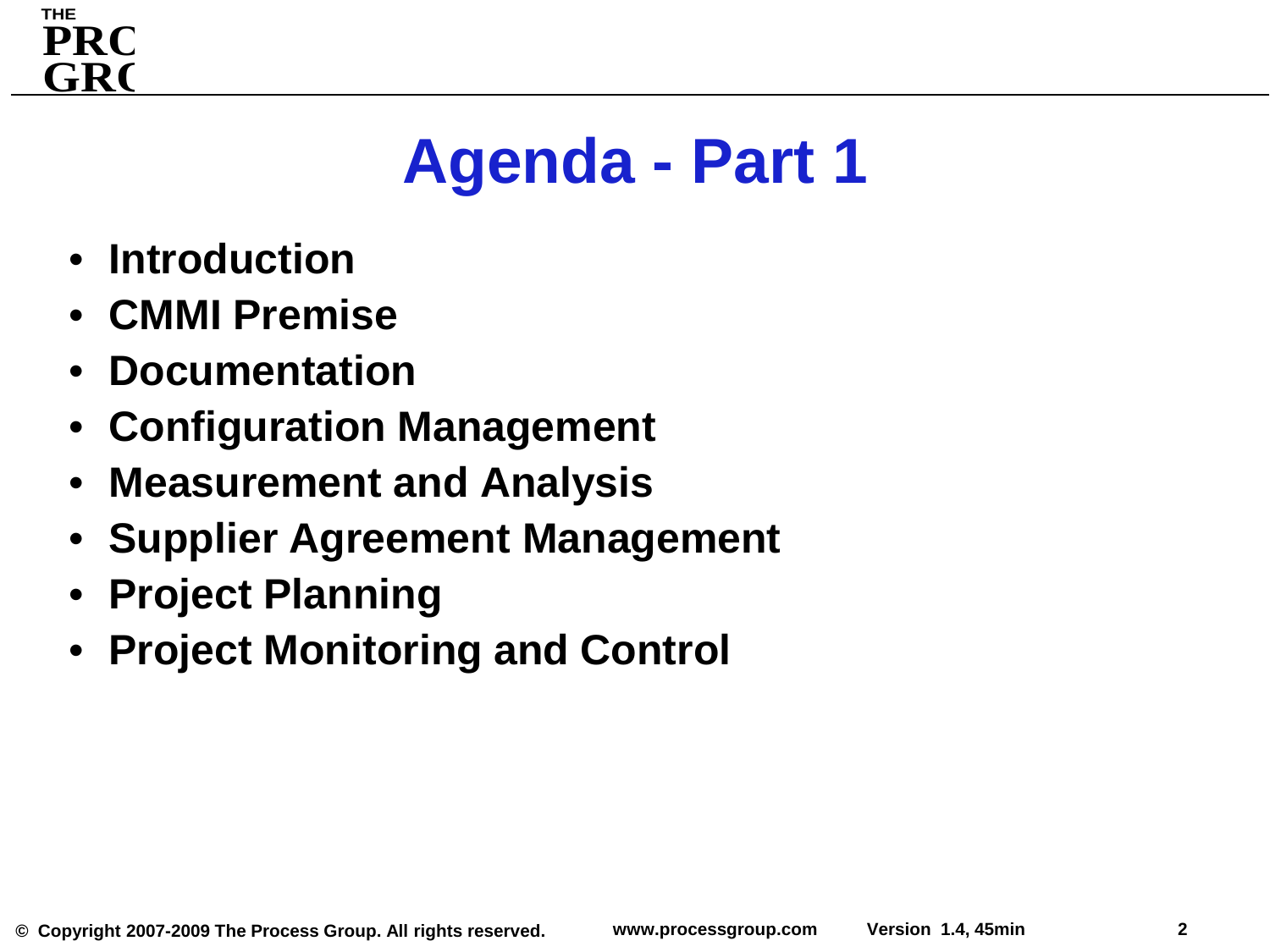# Agenda - Part 1

- Introduction
- CMMI Premise
- Documentation
- Configuration Management
- Measurement and Analysis
- Supplier Agreement Management
- Project Planning
- Project Monitoring and Control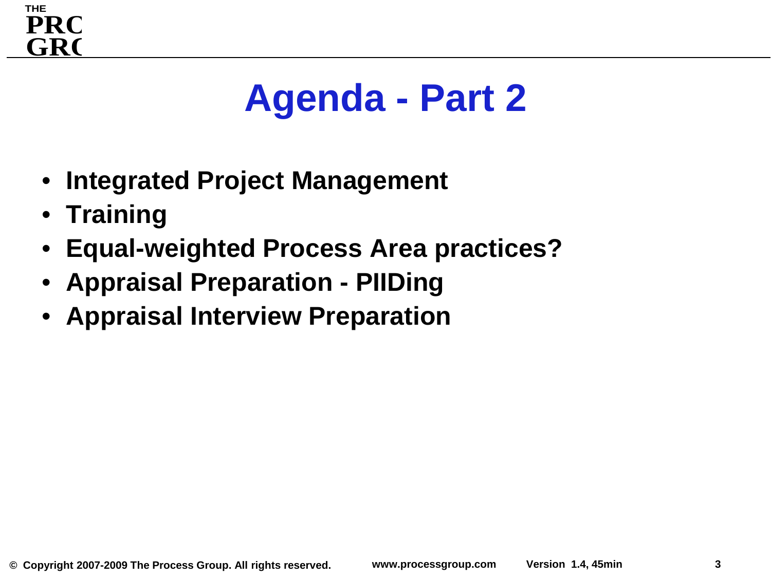# Agenda - Part 2

- **Integrated Project Management**
- **Training**
- **Equal-weighted Process Area practices?**
- **Appraisal Preparation - PIIDing**
- **Appraisal Interview Preparation**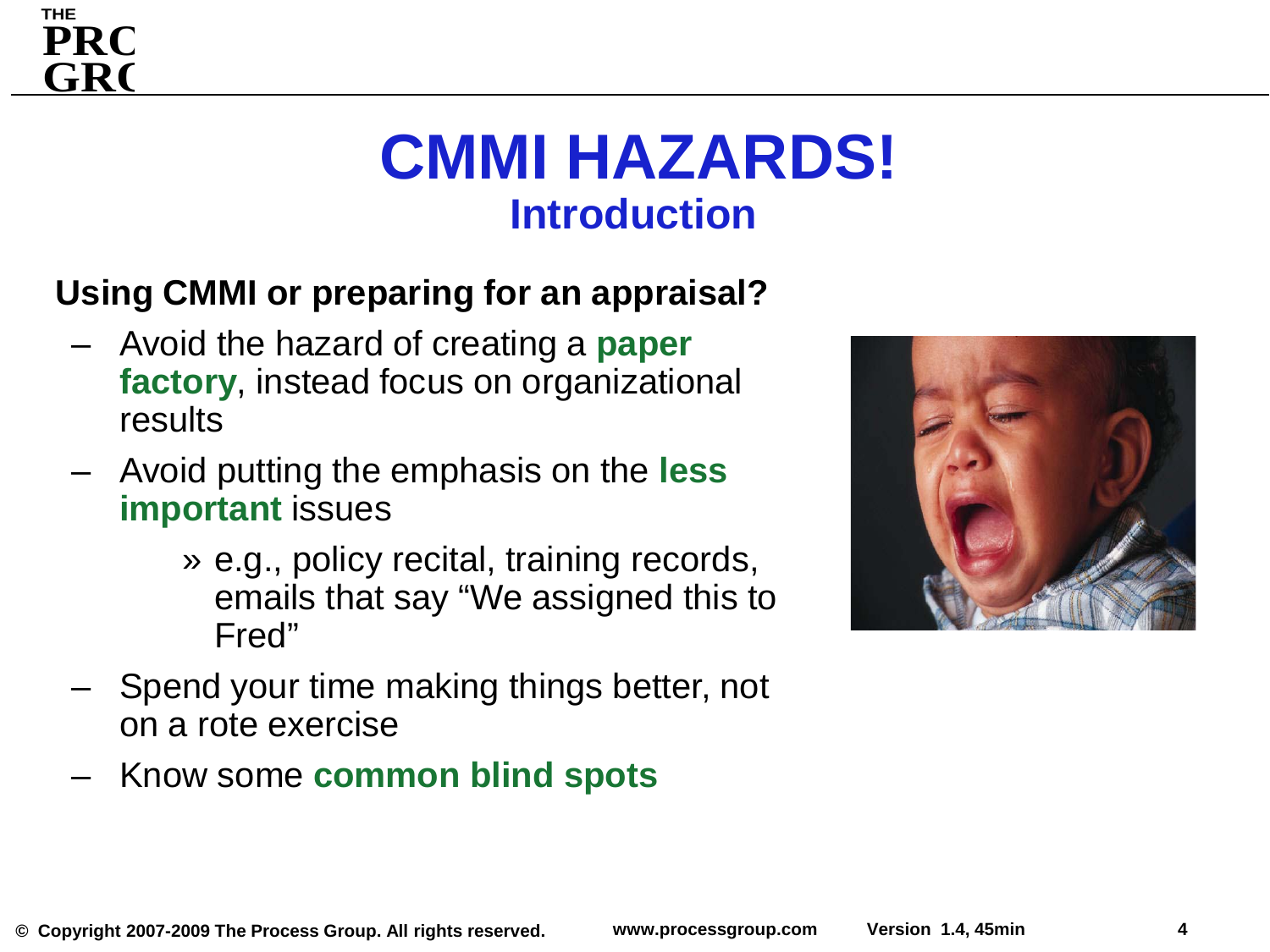# CMMI HAZARDS!

## Introduction

**Using CMMI or preparing for an appraisal?**

- Avoid the hazard of creating a **paper factory**, instead focus on organizational results
- Avoid putting the emphasis on the **less important** issues
  - » e.g., policy recital, training records, emails that say "We assigned this to Fred"
- Spend your time making things better, not on a rote exercise
- Know some **common blind spots**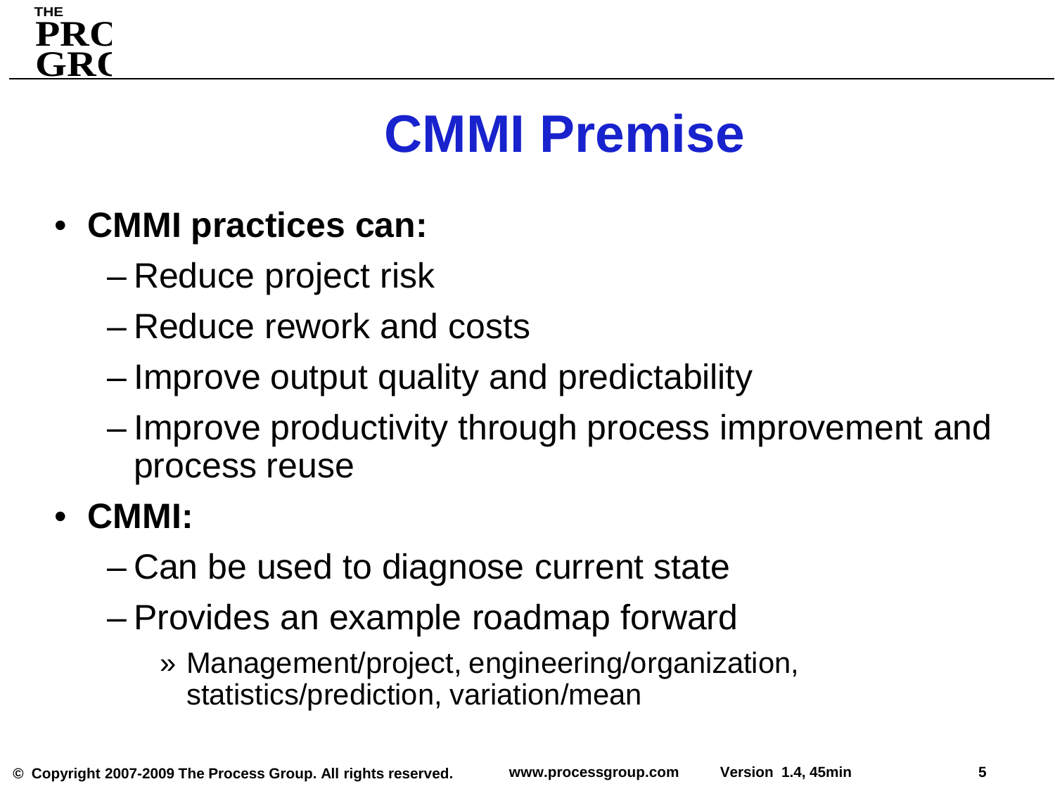# CMMI Premise

- **CMMI practices can:**
  - Reduce project risk
  - Reduce rework and costs
  - Improve output quality and predictability
  - Improve productivity through process improvement and process reuse
- **CMMI:**
  - Can be used to diagnose current state
  - Provides an example roadmap forward
    - Management/project, engineering/organization, statistics/prediction, variation/mean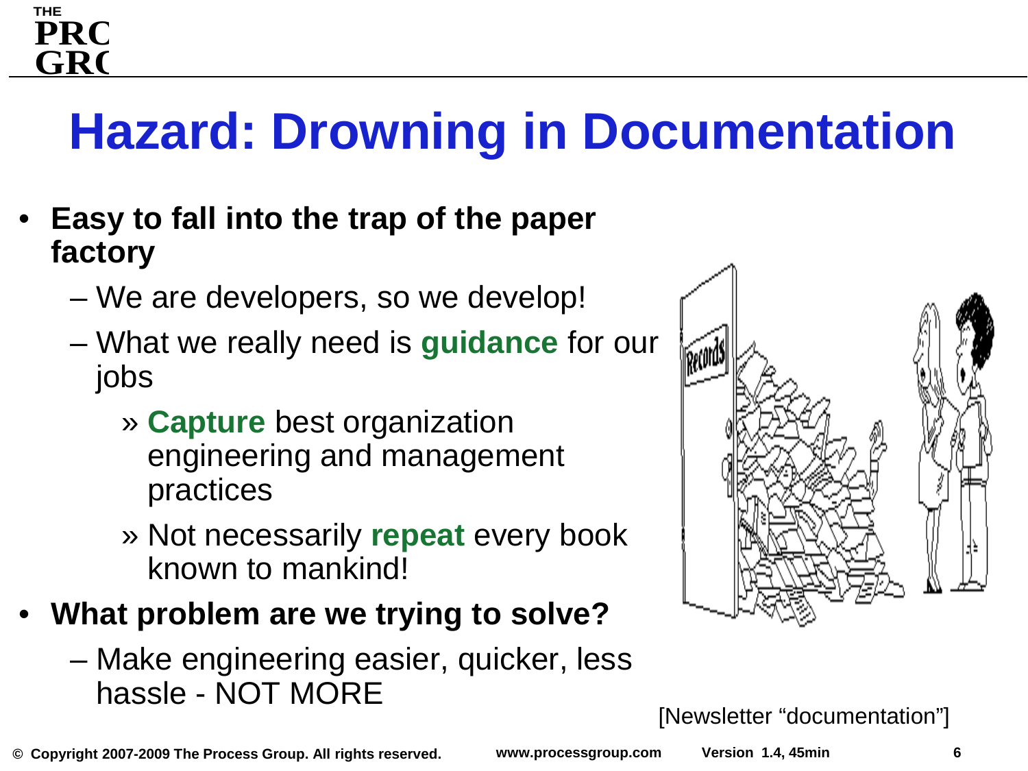# Hazard: Drowning in Documentation

- **Easy to fall into the trap of the paper factory**
  - We are developers, so we develop!
  - What we really need is **guidance** for our jobs
    - » **Capture** best organization engineering and management practices
    - » Not necessarily **repeat** every book known to mankind!
- **What problem are we trying to solve?**
  - Make engineering easier, quicker, less hassle - NOT MORE

[Newsletter "documentation"]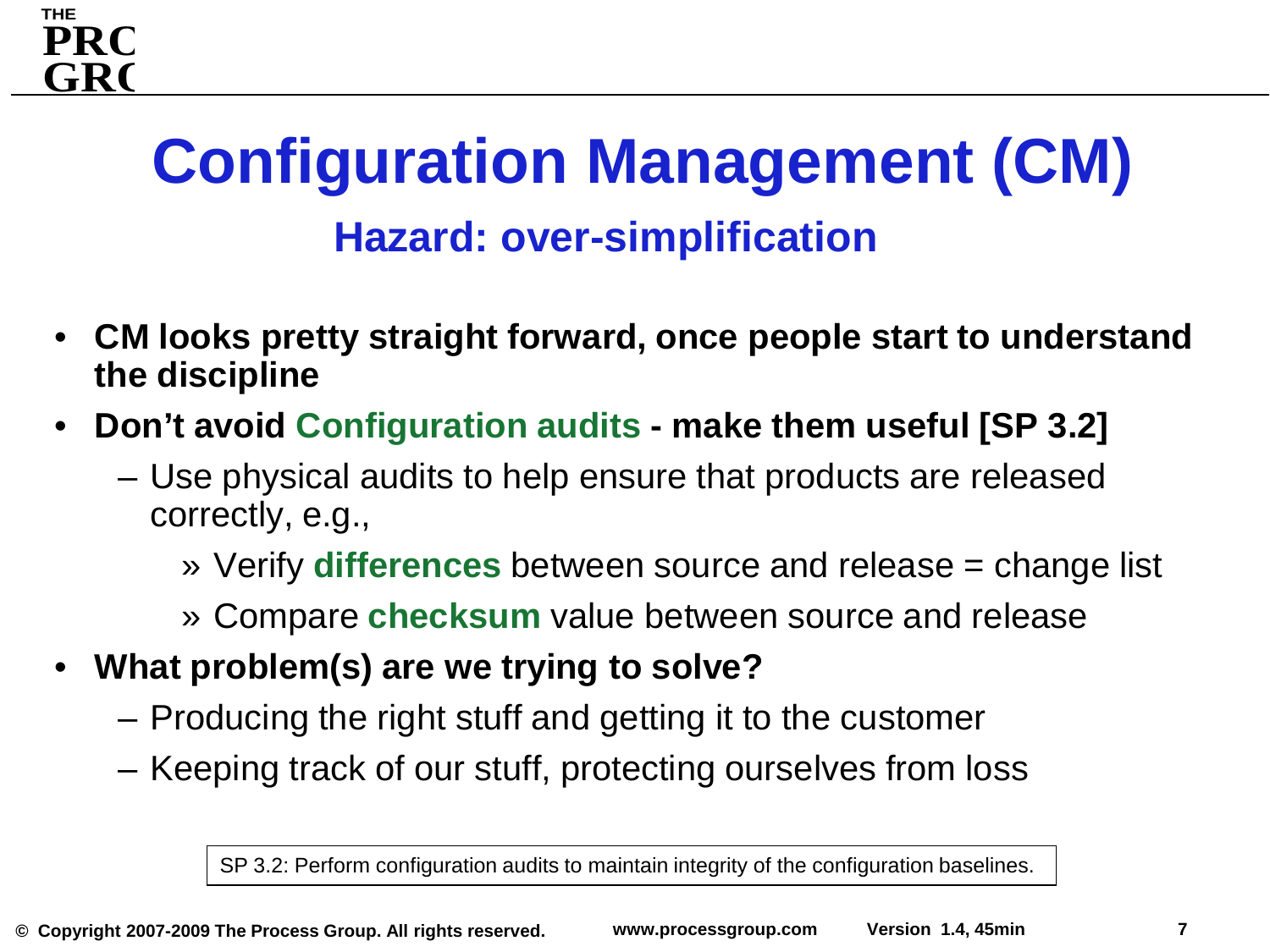# Configuration Management (CM)

## Hazard: over-simplification

- **CM looks pretty straight forward, once people start to understand the discipline**
- **Don't avoid Configuration audits - make them useful [SP 3.2]**
  - Use physical audits to help ensure that products are released correctly, e.g.,
    - » Verify **differences** between source and release = change list
    - » Compare **checksum** value between source and release
- **What problem(s) are we trying to solve?**
  - Producing the right stuff and getting it to the customer
  - Keeping track of our stuff, protecting ourselves from loss

SP 3.2: Perform configuration audits to maintain integrity of the configuration baselines.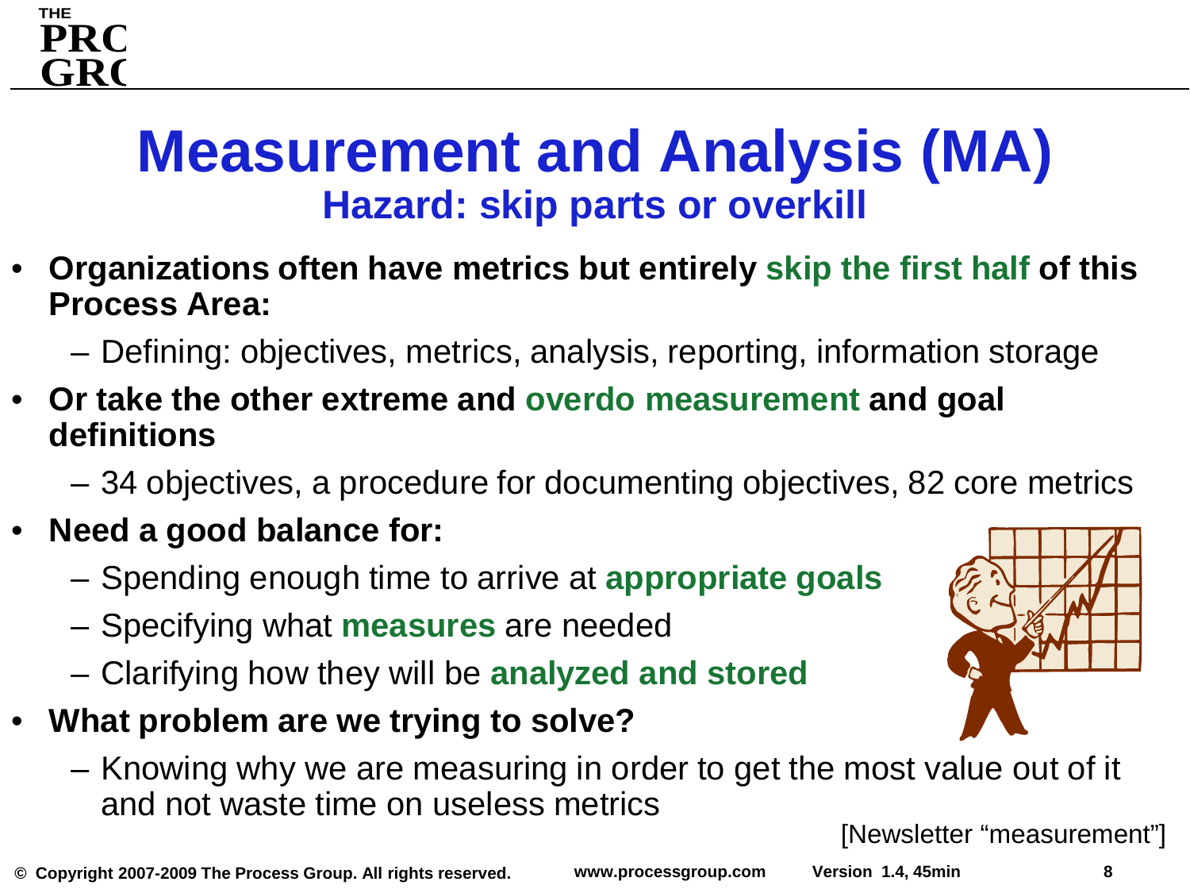# Measurement and Analysis (MA)

## Hazard: skip parts or overkill

- **Organizations often have metrics but entirely skip the first half of this Process Area:**
  - Defining: objectives, metrics, analysis, reporting, information storage
- **Or take the other extreme and overdo measurement and goal definitions**
  - 34 objectives, a procedure for documenting objectives, 82 core metrics
- **Need a good balance for:**
  - Spending enough time to arrive at **appropriate goals**
  - Specifying what **measures** are needed
  - Clarifying how they will be **analyzed and stored**
- **What problem are we trying to solve?**
  - Knowing why we are measuring in order to get the most value out of it and not waste time on useless metrics

[Newsletter “measurement”]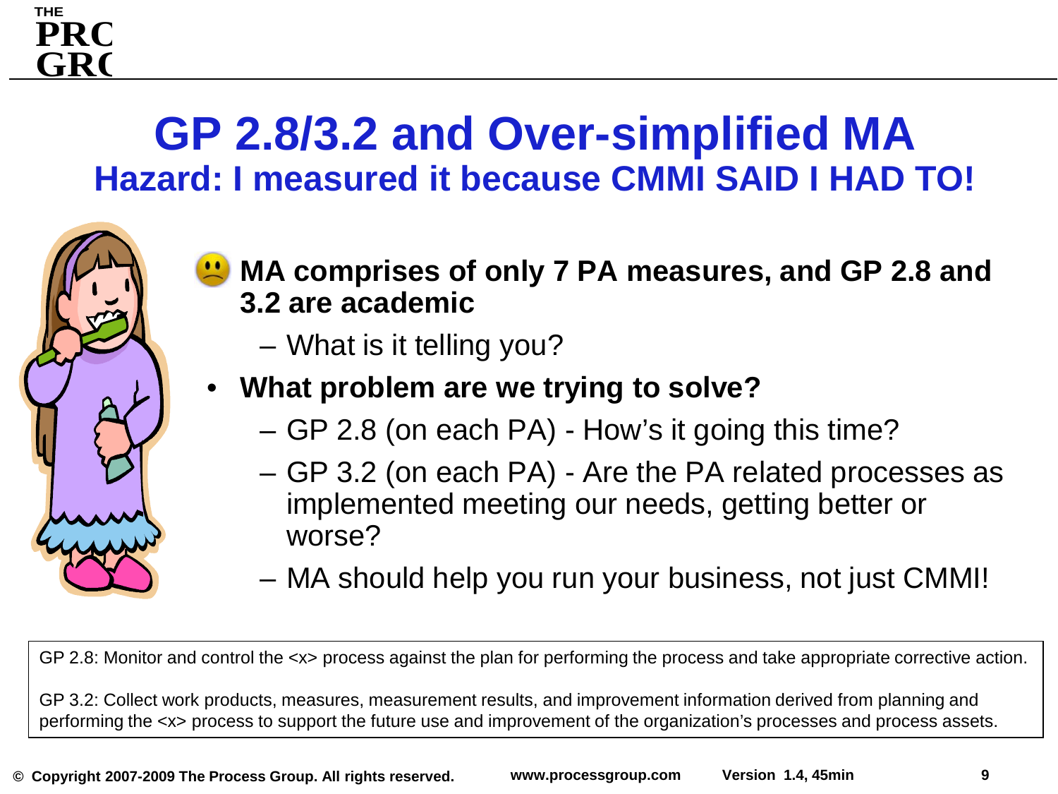# GP 2.8/3.2 and Over-simplified MA

## Hazard: I measured it because CMMI SAID I HAD TO!

- **MA comprises of only 7 PA measures, and GP 2.8 and 3.2 are academic**
  - What is it telling you?
- **What problem are we trying to solve?**
  - GP 2.8 (on each PA) - How's it going this time?
  - GP 3.2 (on each PA) - Are the PA related processes as implemented meeting our needs, getting better or worse?
  - MA should help you run your business, not just CMMI!

GP 2.8: Monitor and control the <x> process against the plan for performing the process and take appropriate corrective action.

GP 3.2: Collect work products, measures, measurement results, and improvement information derived from planning and performing the <x> process to support the future use and improvement of the organization's processes and process assets.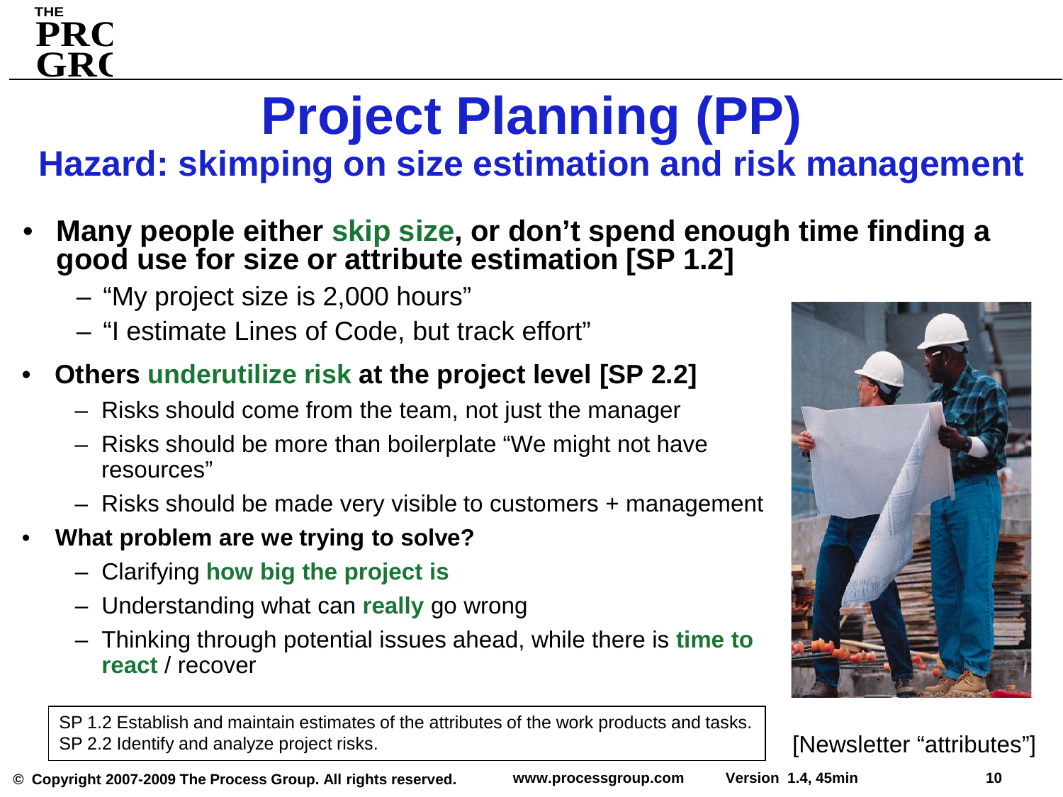# Project Planning (PP)

## Hazard: skimping on size estimation and risk management

- **Many people either skip size, or don't spend enough time finding a good use for size or attribute estimation [SP 1.2]**
  - "My project size is 2,000 hours"
  - "I estimate Lines of Code, but track effort"
- **Others underutilize risk at the project level [SP 2.2]**
  - Risks should come from the team, not just the manager
  - Risks should be more than boilerplate "We might not have resources"
  - Risks should be made very visible to customers + management
- **What problem are we trying to solve?**
  - Clarifying **how big the project is**
  - Understanding what can **really** go wrong
  - Thinking through potential issues ahead, while there is **time to react** / recover

SP 1.2 Establish and maintain estimates of the attributes of the work products and tasks.
SP 2.2 Identify and analyze project risks.

[Newsletter "attributes"]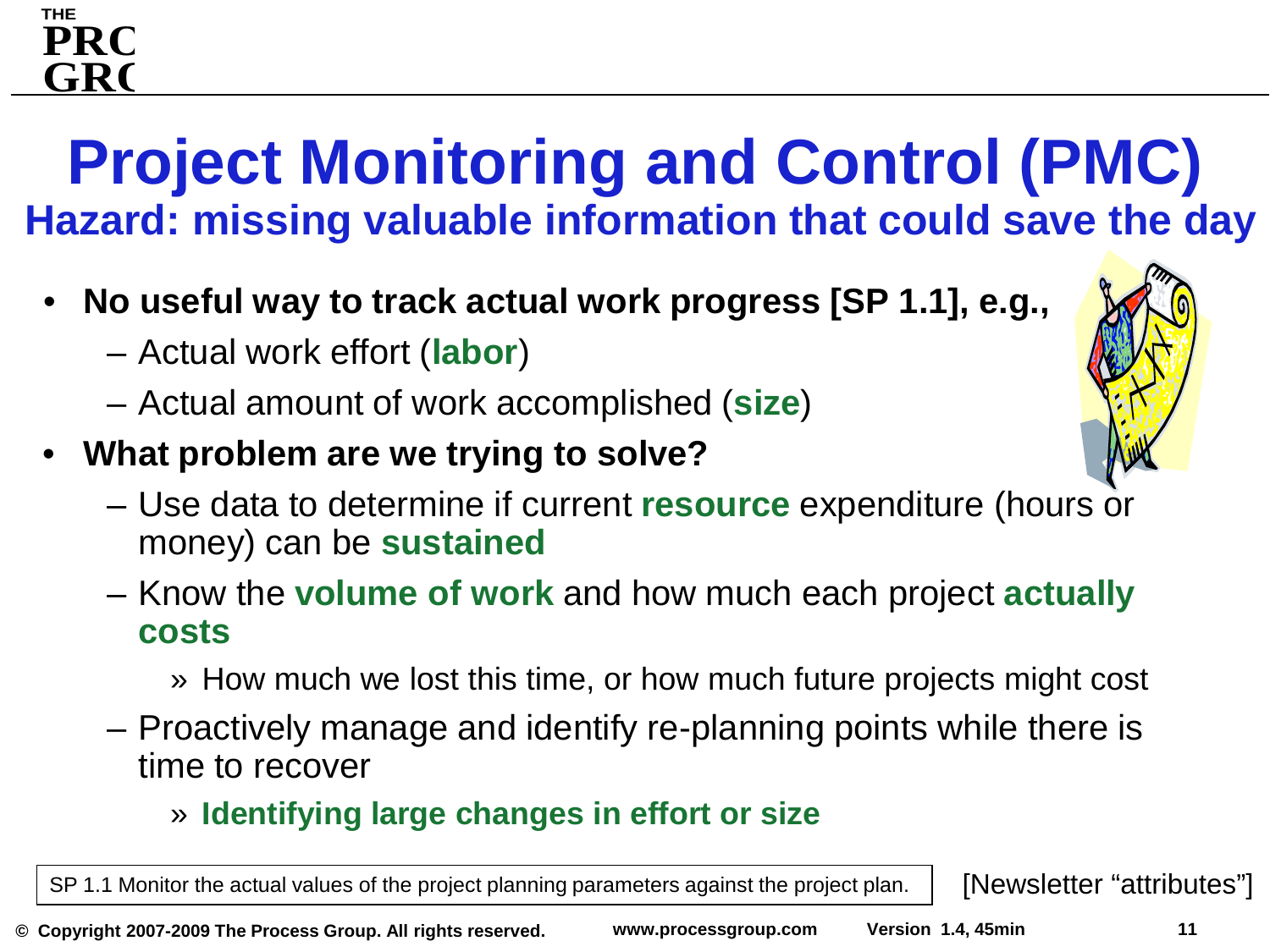# Project Monitoring and Control (PMC)

## Hazard: missing valuable information that could save the day

- **No useful way to track actual work progress [SP 1.1], e.g.,**
  - Actual work effort (**labor**)
  - Actual amount of work accomplished (**size**)
- **What problem are we trying to solve?**
  - Use data to determine if current **resource** expenditure (hours or money) can be **sustained**
  - Know the **volume of work** and how much each project **actually costs**
    - » How much we lost this time, or how much future projects might cost
  - Proactively manage and identify re-planning points while there is time to recover
    - » **Identifying large changes in effort or size**

SP 1.1 Monitor the actual values of the project planning parameters against the project plan.

[Newsletter "attributes"]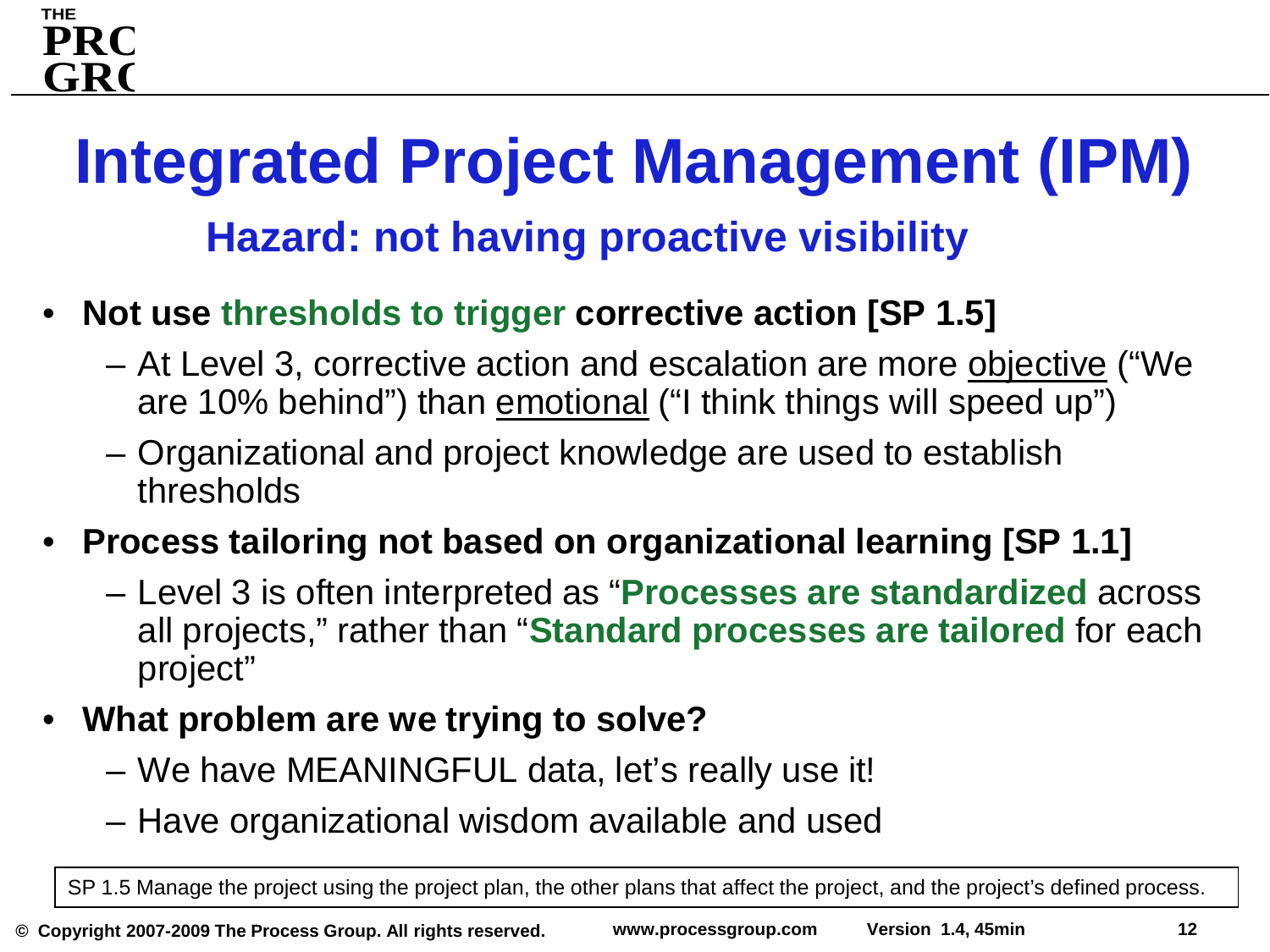# Integrated Project Management (IPM)

## Hazard: not having proactive visibility

- **Not use thresholds to trigger corrective action [SP 1.5]**
  - At Level 3, corrective action and escalation are more objective ("We are 10% behind") than emotional ("I think things will speed up")
  - Organizational and project knowledge are used to establish thresholds
- **Process tailoring not based on organizational learning [SP 1.1]**
  - Level 3 is often interpreted as "**Processes are standardized** across all projects," rather than "**Standard processes are tailored** for each project"
- **What problem are we trying to solve?**
  - We have MEANINGFUL data, let's really use it!
  - Have organizational wisdom available and used

SP 1.5 Manage the project using the project plan, the other plans that affect the project, and the project's defined process.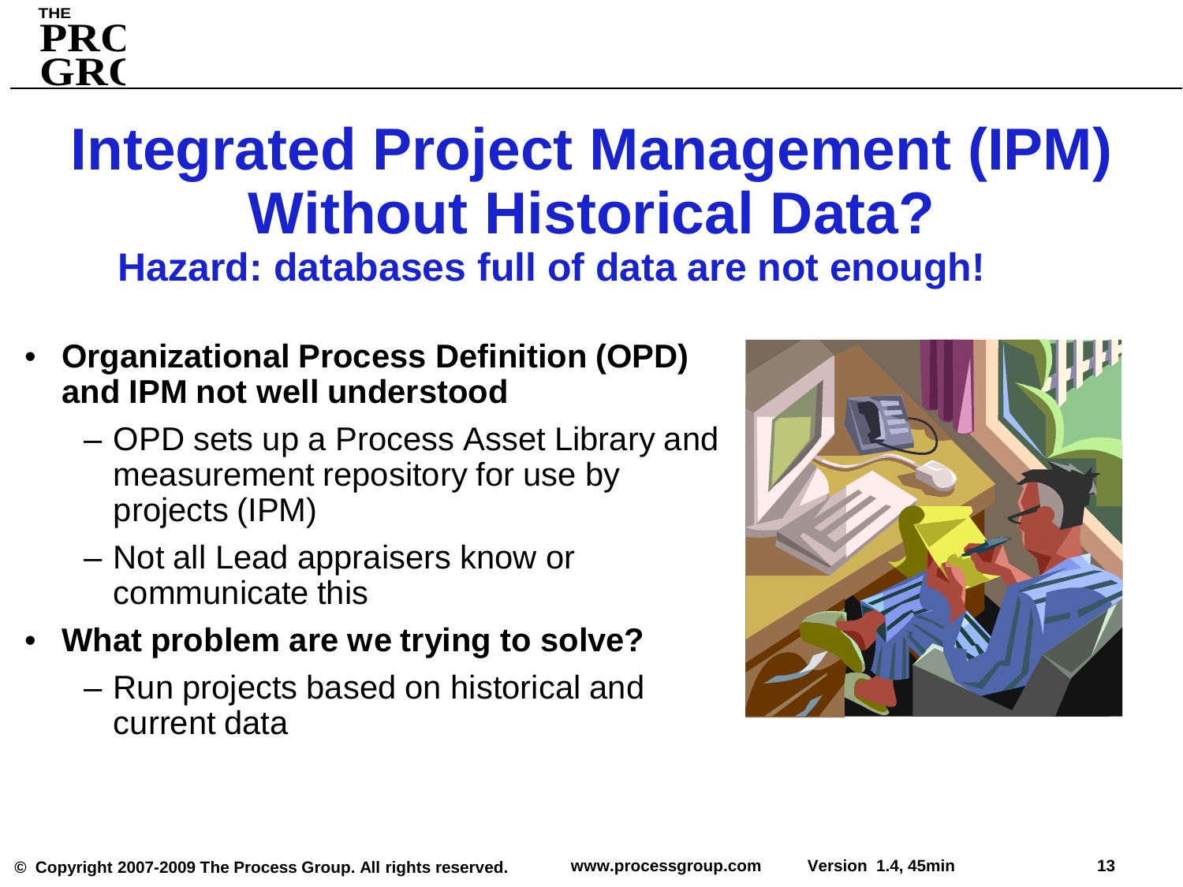# Integrated Project Management (IPM) Without Historical Data?

## Hazard: databases full of data are not enough!

- **Organizational Process Definition (OPD) and IPM not well understood**
  - OPD sets up a Process Asset Library and measurement repository for use by projects (IPM)
  - Not all Lead appraisers know or communicate this
- **What problem are we trying to solve?**
  - Run projects based on historical and current data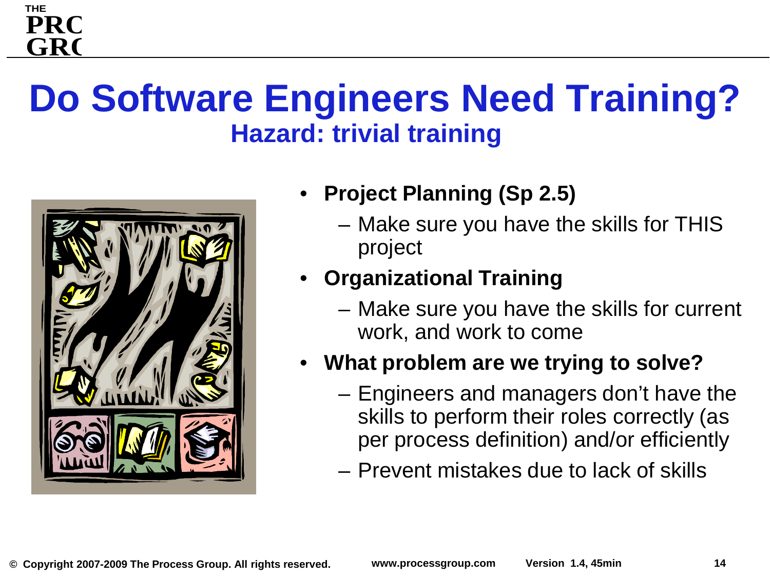# Do Software Engineers Need Training?

## Hazard: trivial training

- **Project Planning (Sp 2.5)**
  - Make sure you have the skills for THIS project
- **Organizational Training**
  - Make sure you have the skills for current work, and work to come
- **What problem are we trying to solve?**
  - Engineers and managers don't have the skills to perform their roles correctly (as per process definition) and/or efficiently
  - Prevent mistakes due to lack of skills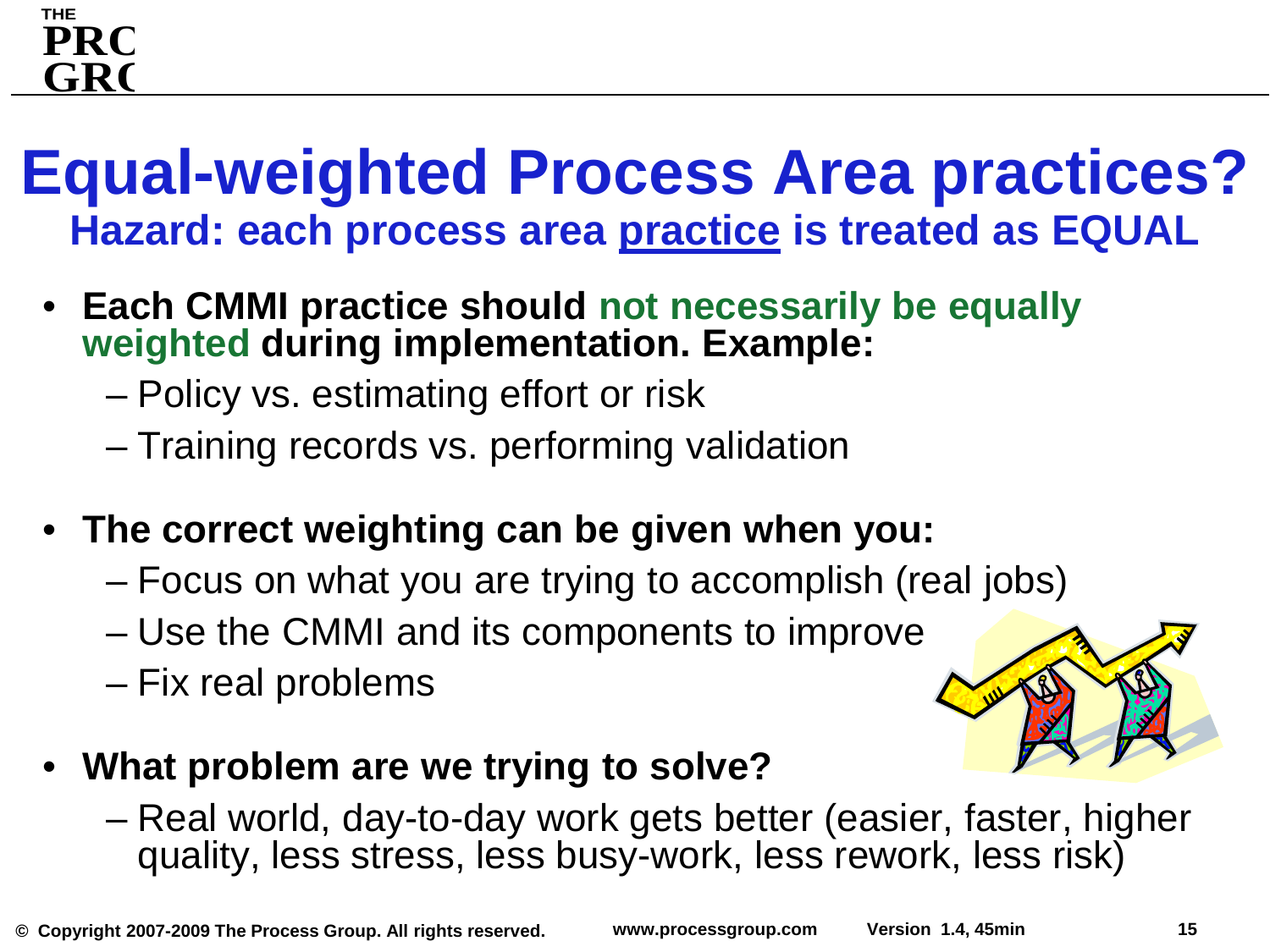# Equal-weighted Process Area practices?

## Hazard: each process area practice is treated as EQUAL

- **Each CMMI practice should not necessarily be equally weighted during implementation. Example:**
  - Policy vs. estimating effort or risk
  - Training records vs. performing validation
- **The correct weighting can be given when you:**
  - Focus on what you are trying to accomplish (real jobs)
  - Use the CMMI and its components to improve
  - Fix real problems
- **What problem are we trying to solve?**
  - Real world, day-to-day work gets better (easier, faster, higher quality, less stress, less busy-work, less rework, less risk)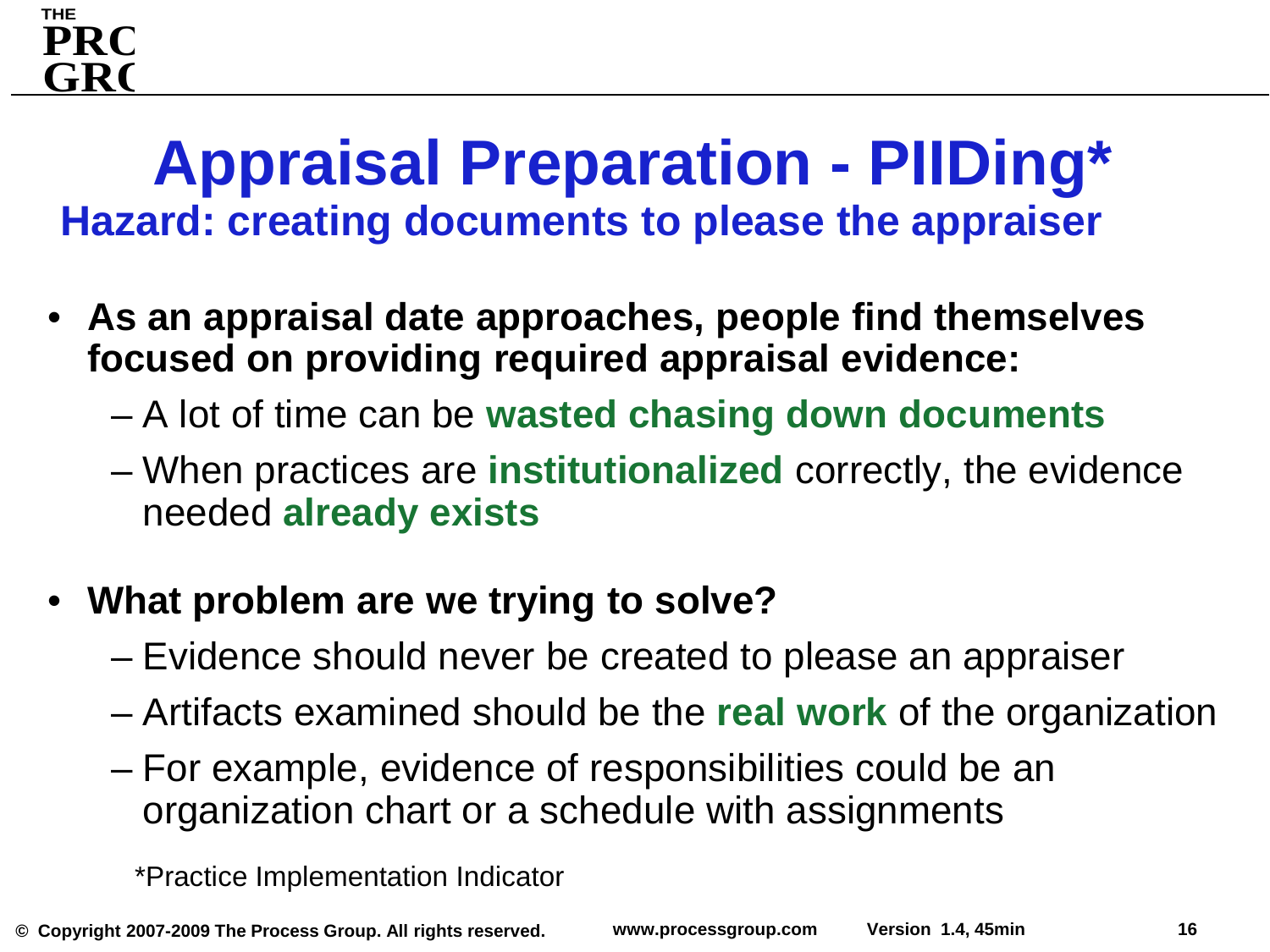# Appraisal Preparation - PIIDing*

## Hazard: creating documents to please the appraiser

- **As an appraisal date approaches, people find themselves focused on providing required appraisal evidence:**
  - A lot of time can be **wasted chasing down documents**
  - When practices are **institutionalized** correctly, the evidence needed **already exists**
- **What problem are we trying to solve?**
  - Evidence should never be created to please an appraiser
  - Artifacts examined should be the **real work** of the organization
  - For example, evidence of responsibilities could be an organization chart or a schedule with assignments

*Practice Implementation Indicator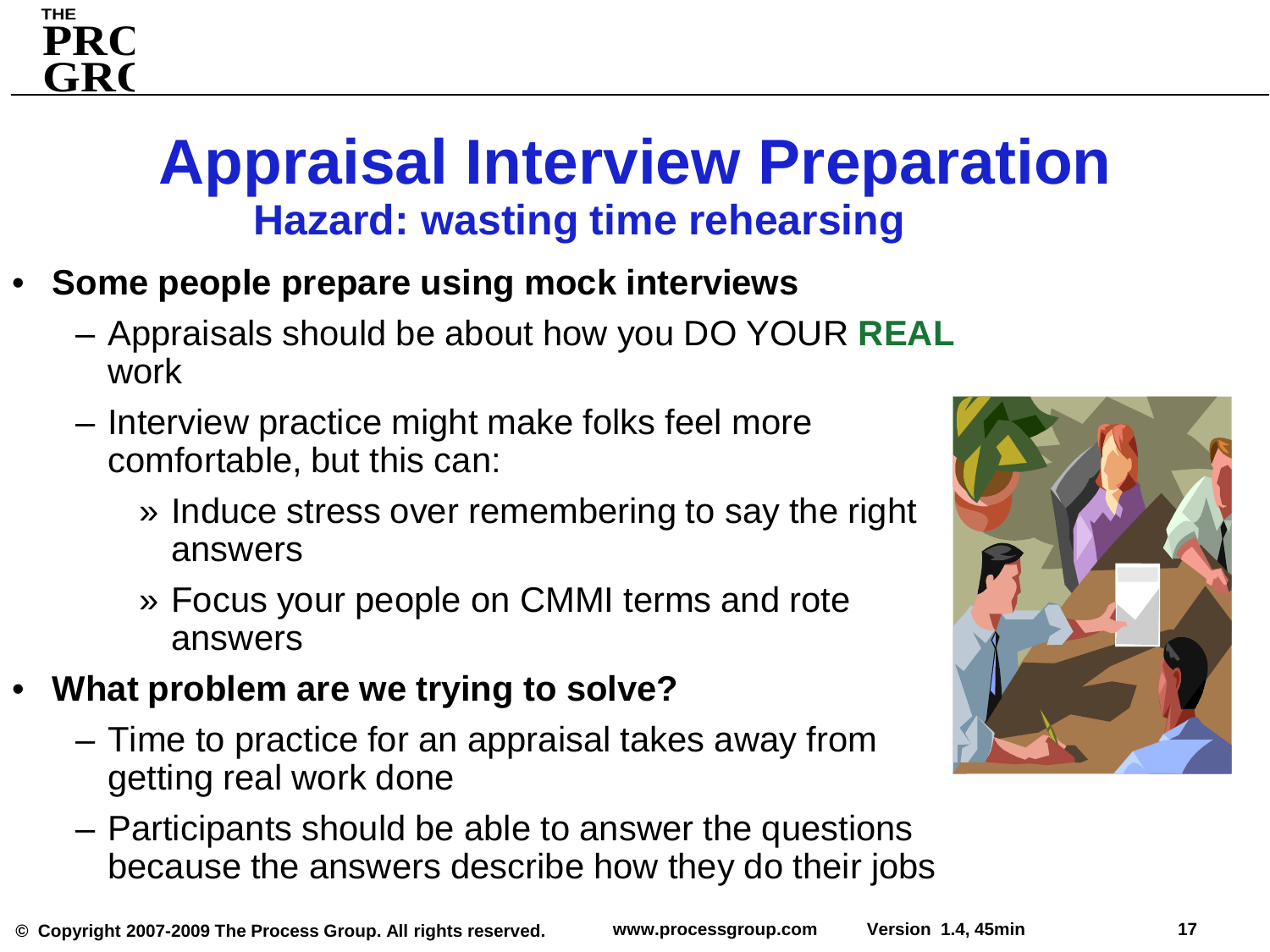# Appraisal Interview Preparation

## Hazard: wasting time rehearsing

- **Some people prepare using mock interviews**
  - Appraisals should be about how you DO YOUR **REAL** work
  - Interview practice might make folks feel more comfortable, but this can:
    - » Induce stress over remembering to say the right answers
    - » Focus your people on CMMI terms and rote answers
- **What problem are we trying to solve?**
  - Time to practice for an appraisal takes away from getting real work done
  - Participants should be able to answer the questions because the answers describe how they do their jobs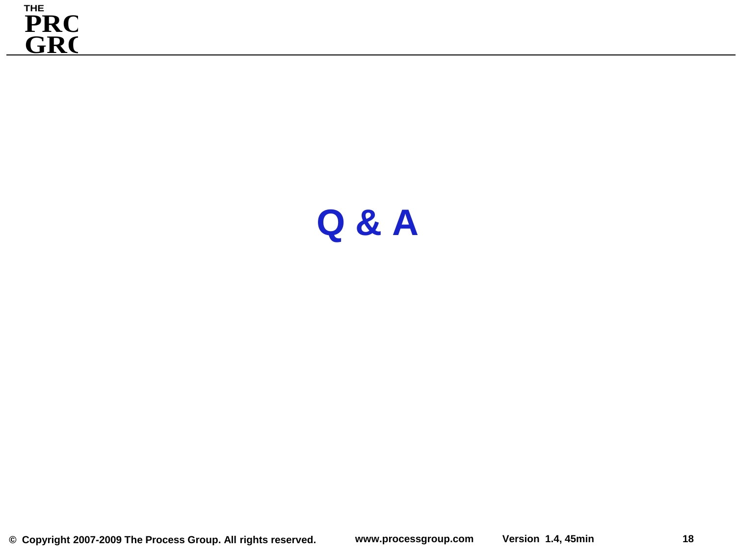# Q & A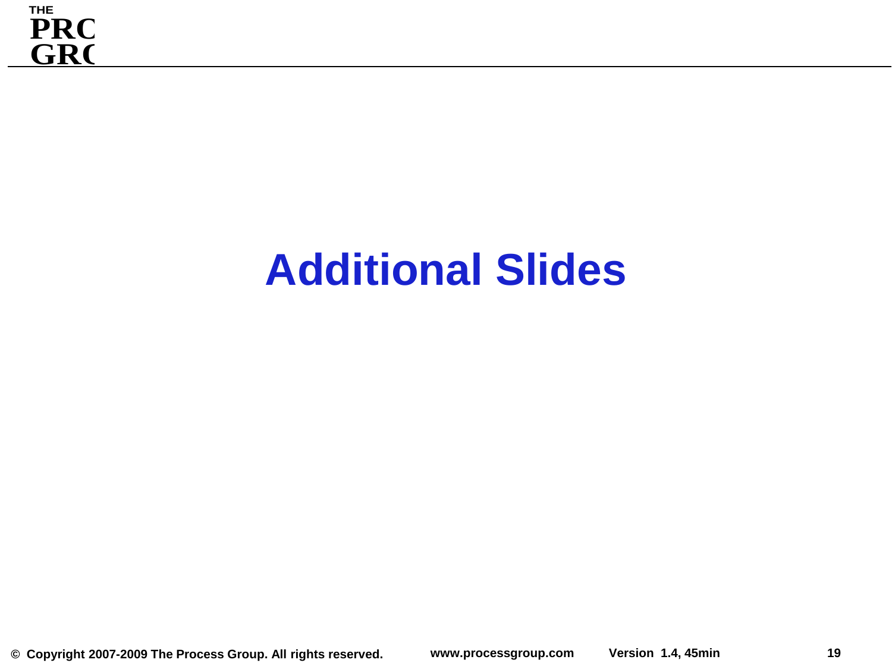# Additional Slides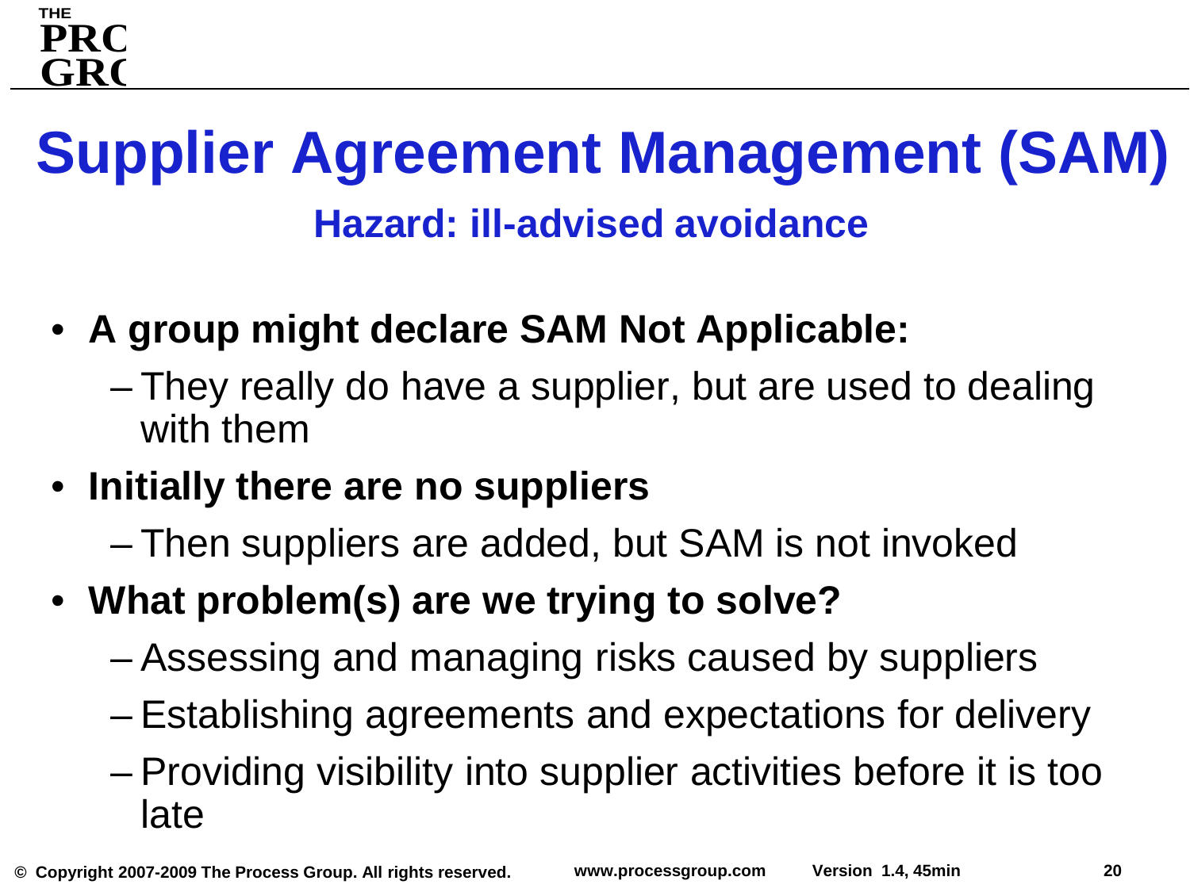# Supplier Agreement Management (SAM)

## Hazard: ill-advised avoidance

- **A group might declare SAM Not Applicable:**
  - They really do have a supplier, but are used to dealing with them
- **Initially there are no suppliers**
  - Then suppliers are added, but SAM is not invoked
- **What problem(s) are we trying to solve?**
  - Assessing and managing risks caused by suppliers
  - Establishing agreements and expectations for delivery
  - Providing visibility into supplier activities before it is too late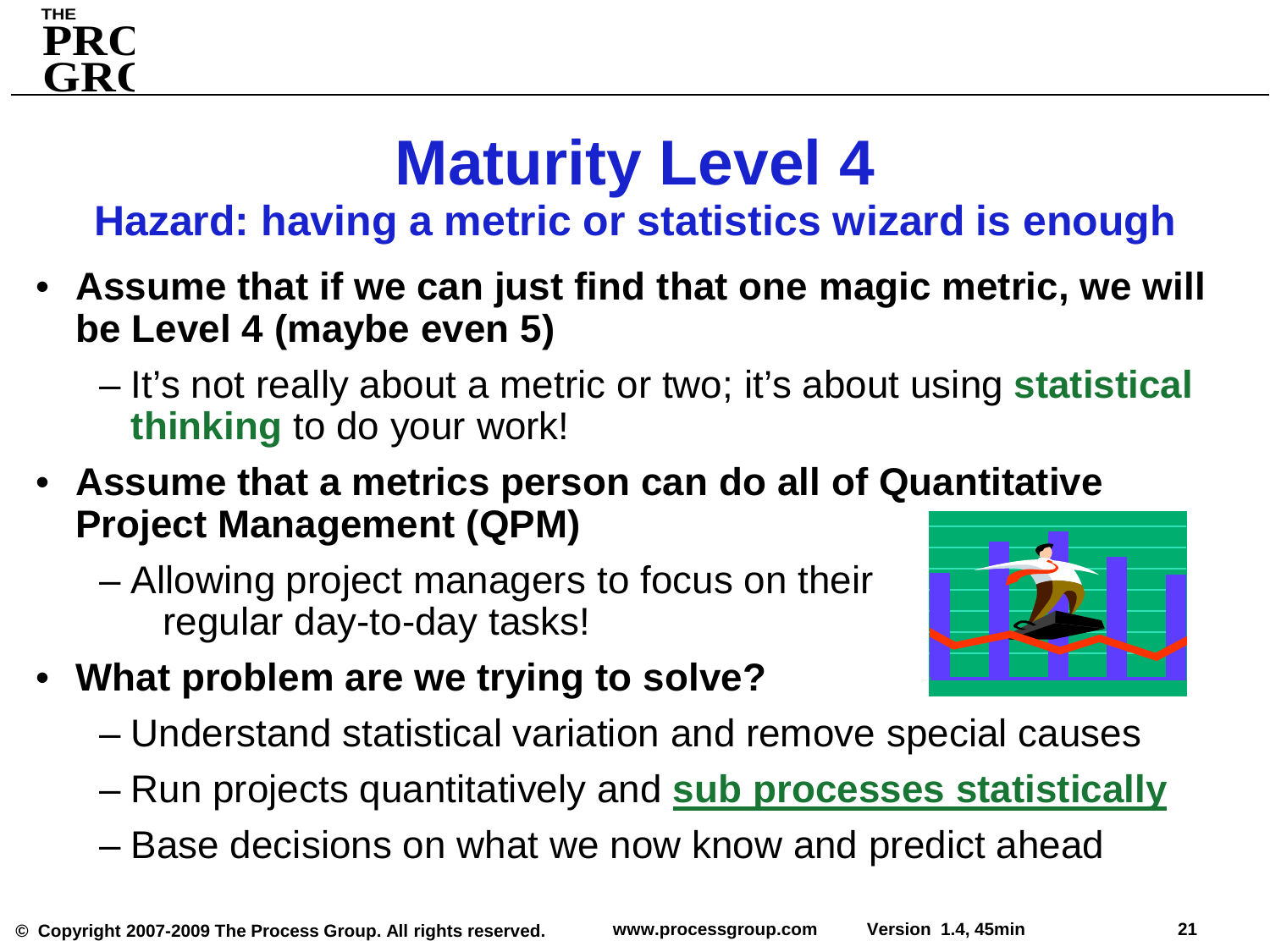# Maturity Level 4

## Hazard: having a metric or statistics wizard is enough

- **Assume that if we can just find that one magic metric, we will be Level 4 (maybe even 5)**
  - It's not really about a metric or two; it's about using **statistical thinking** to do your work!
- **Assume that a metrics person can do all of Quantitative Project Management (QPM)**
  - Allowing project managers to focus on their regular day-to-day tasks!
- **What problem are we trying to solve?**
  - Understand statistical variation and remove special causes
  - Run projects quantitatively and **sub processes statistically**
  - Base decisions on what we now know and predict ahead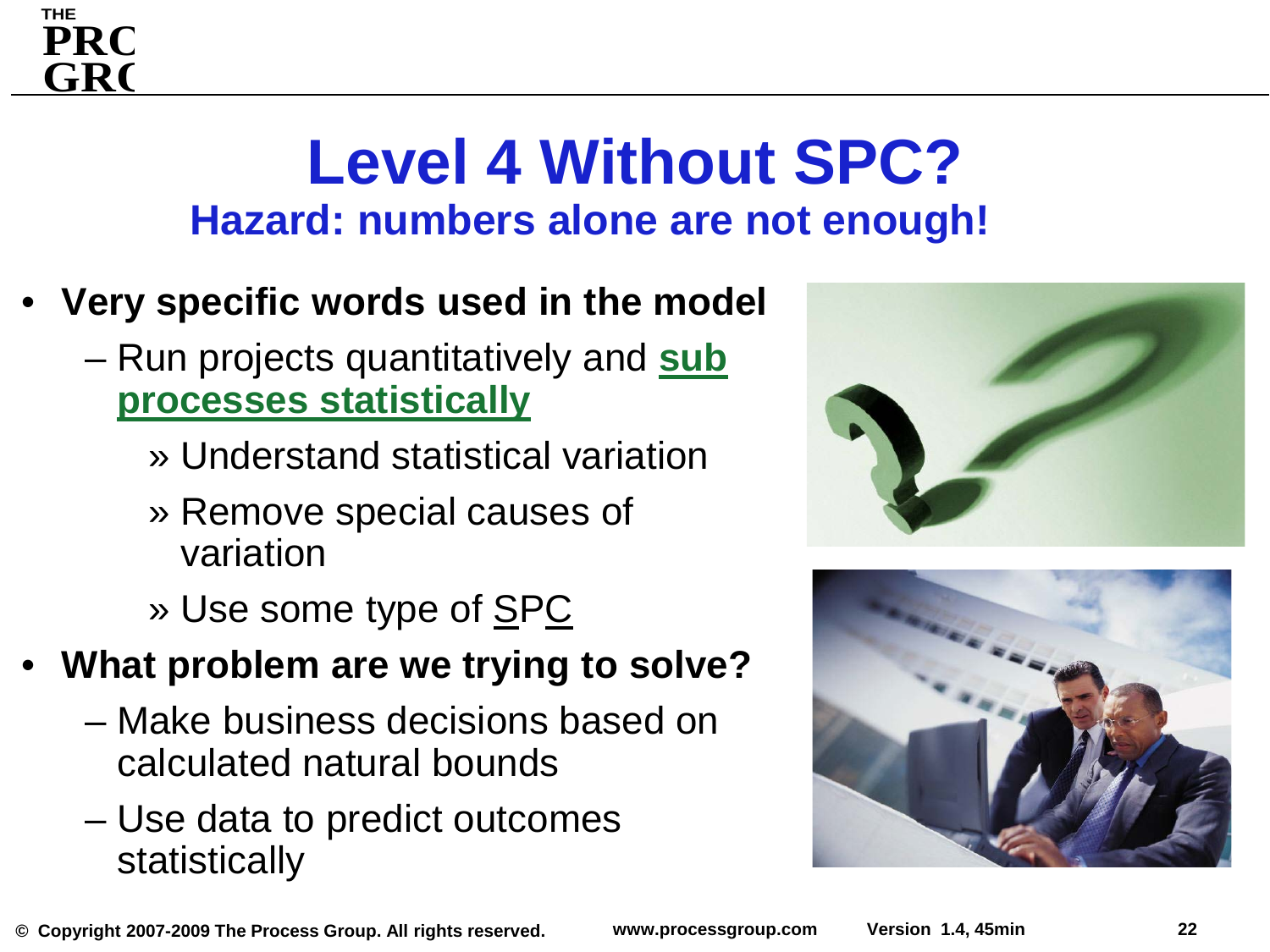# Level 4 Without SPC?

## Hazard: numbers alone are not enough!

- **Very specific words used in the model**
  - Run projects quantitatively and **sub processes statistically**
    - » Understand statistical variation
    - » Remove special causes of variation
    - » Use some type of SPC
- **What problem are we trying to solve?**
  - Make business decisions based on calculated natural bounds
  - Use data to predict outcomes statistically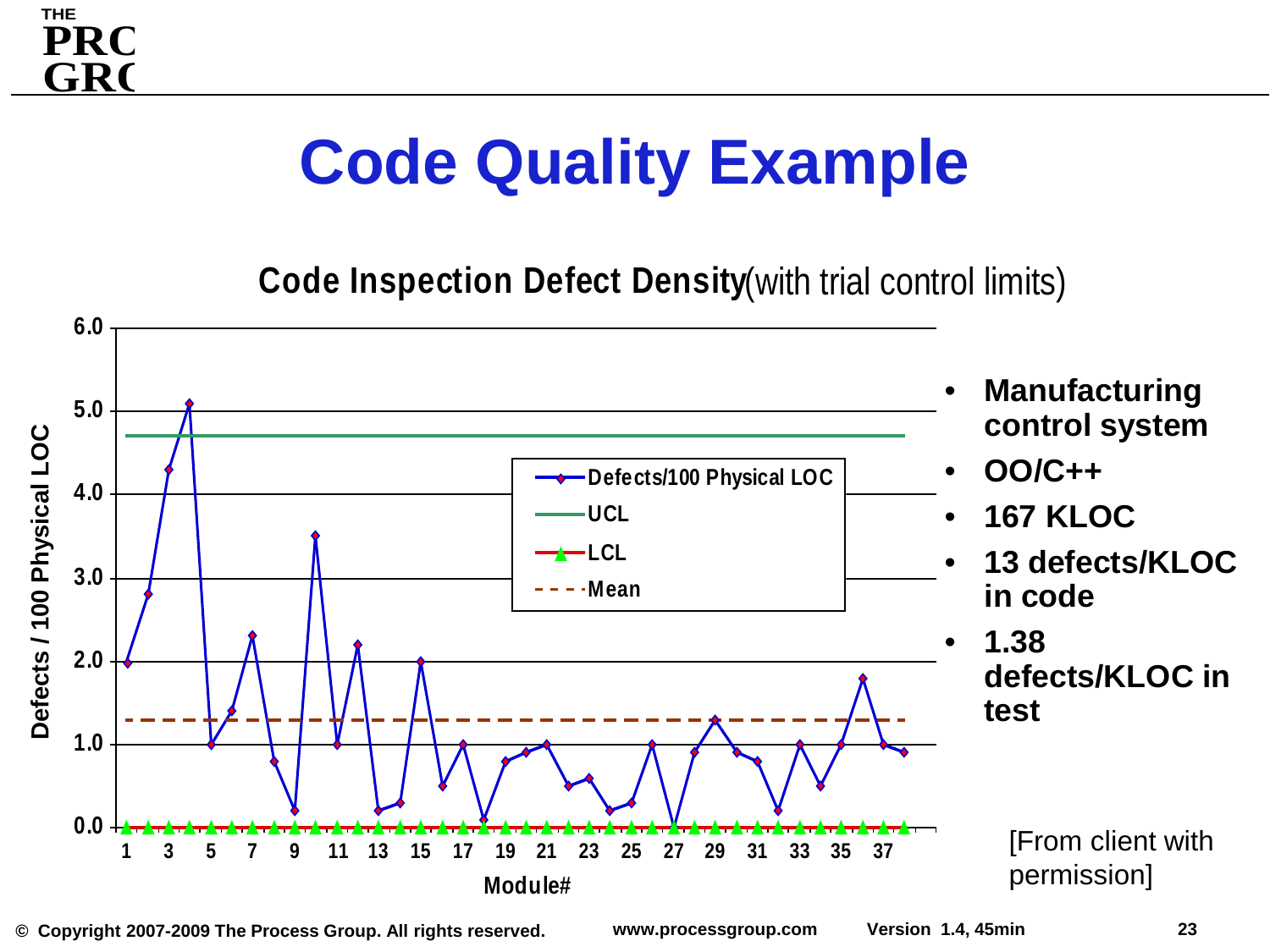# Code Quality Example

**Code Inspection Defect Density** (with trial control limits)

- **Manufacturing control system**
- **OO/C++**
- **167 KLOC**
- **13 defects/KLOC in code**
- **1.38 defects/KLOC in test**

[From client with permission]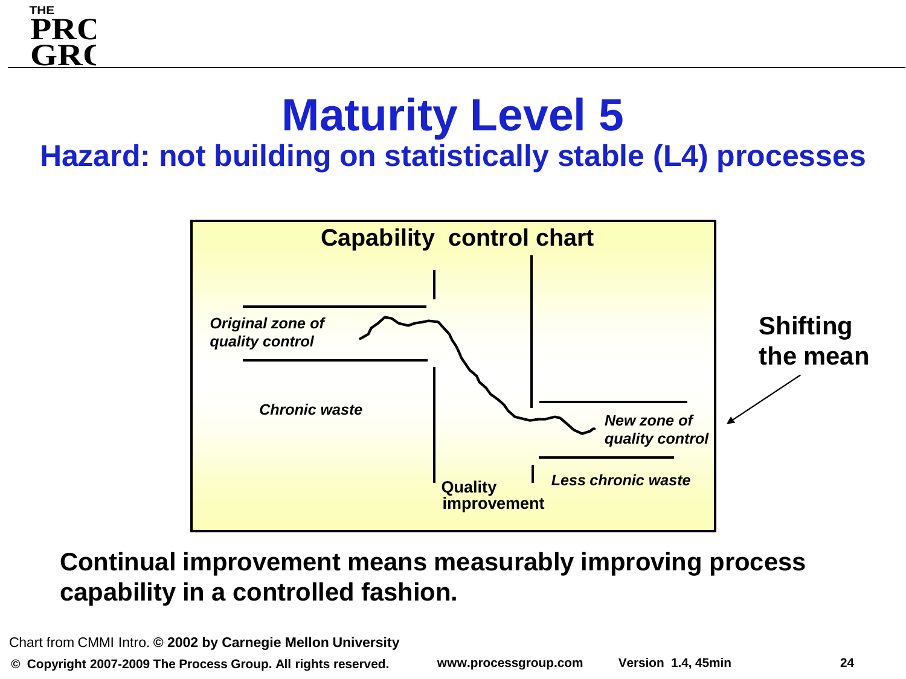# Maturity Level 5

## Hazard: not building on statistically stable (L4) processes

**Capability control chart**

*Original zone of quality control*

*Chronic waste*

**Quality improvement**

*New zone of quality control*

*Less chronic waste*

**Shifting the mean**

**Continual improvement means measurably improving process capability in a controlled fashion.**

Chart from CMMI Intro. © **2002 by Carnegie Mellon University**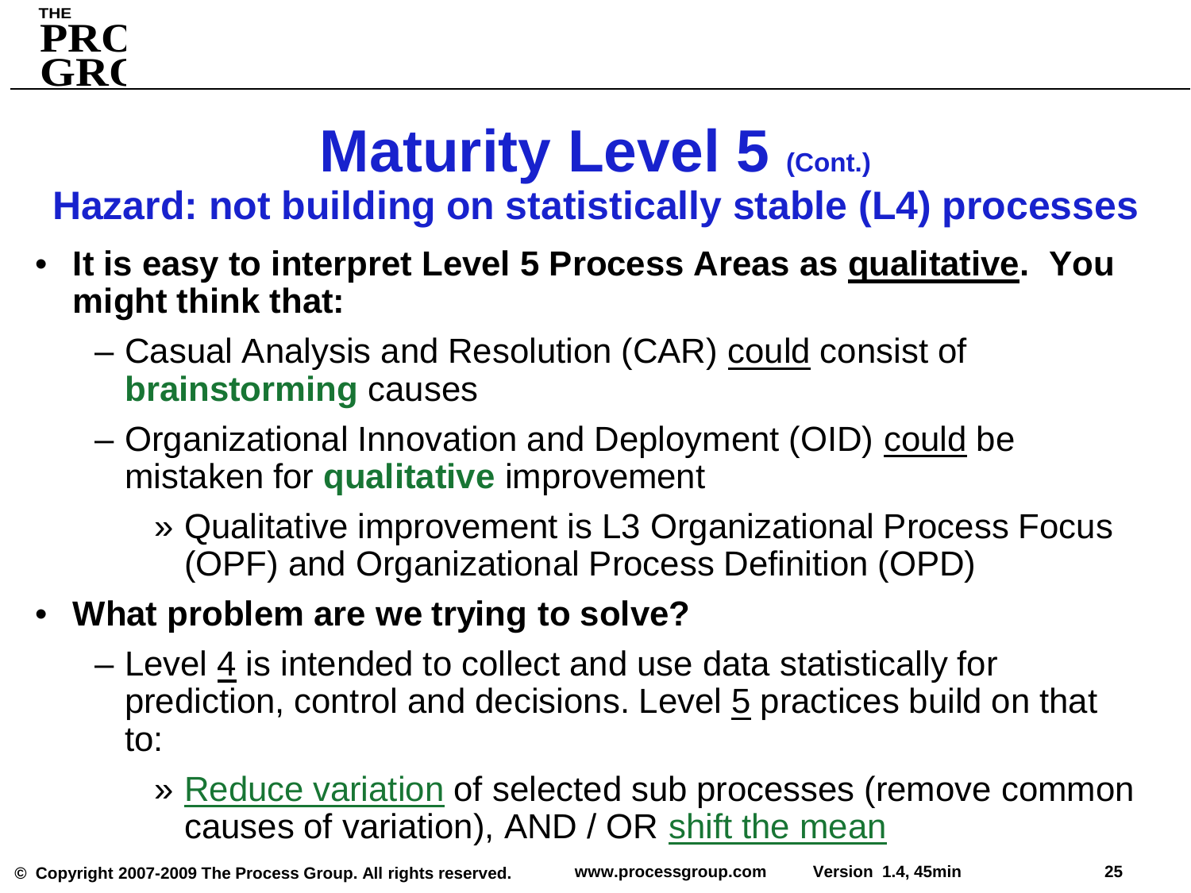# Maturity Level 5 (Cont.)

## Hazard: not building on statistically stable (L4) processes

- **It is easy to interpret Level 5 Process Areas as <u>qualitative</u>. You might think that:**
  - Casual Analysis and Resolution (CAR) <u>could</u> consist of **brainstorming** causes
  - Organizational Innovation and Deployment (OID) <u>could</u> be mistaken for **qualitative** improvement
    - Qualitative improvement is L3 Organizational Process Focus (OPF) and Organizational Process Definition (OPD)
- **What problem are we trying to solve?**
  - Level <u>4</u> is intended to collect and use data statistically for prediction, control and decisions. Level <u>5</u> practices build on that to:
    - <u>Reduce variation</u> of selected sub processes (remove common causes of variation), AND / OR <u>shift the mean</u>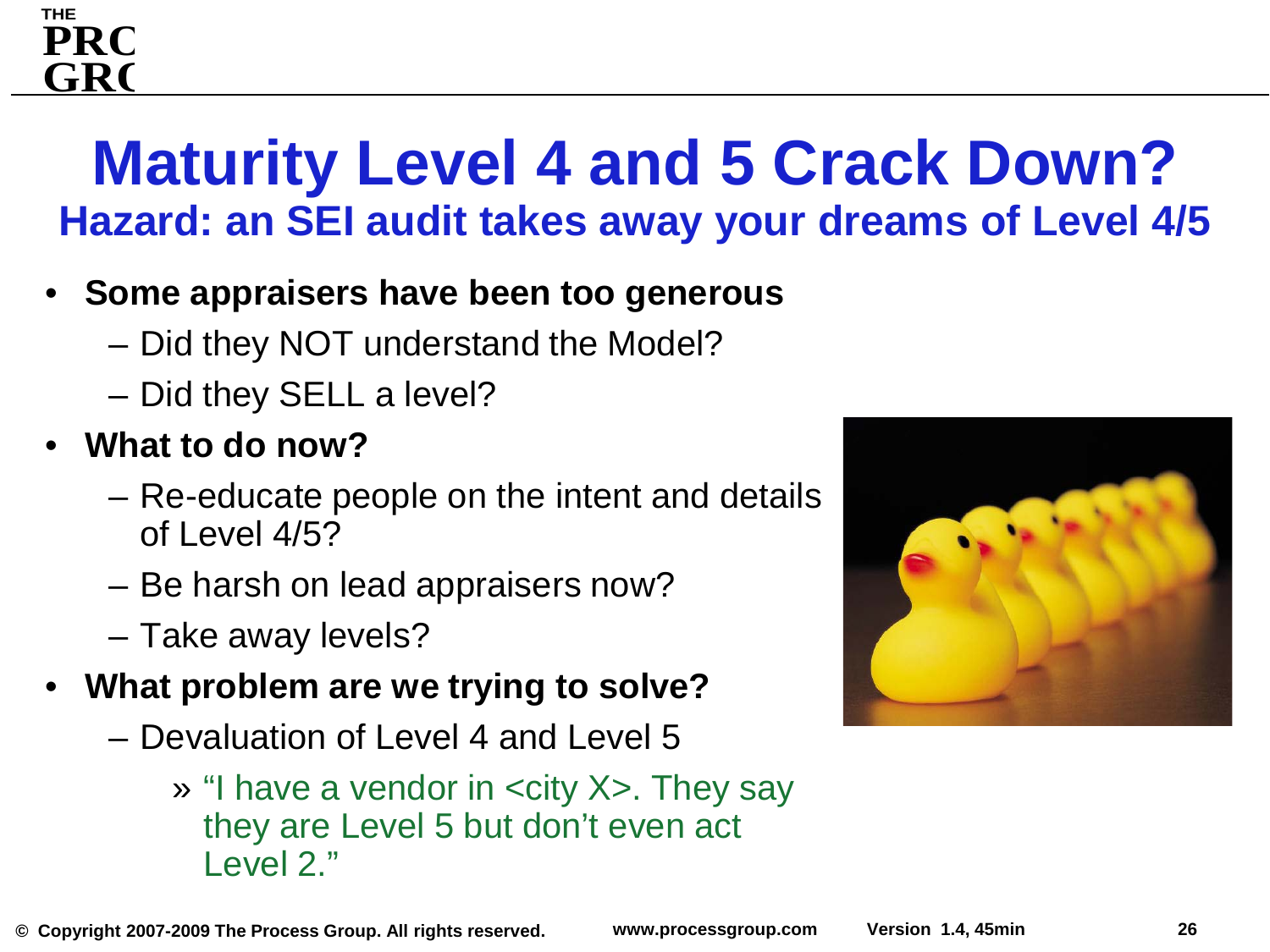# Maturity Level 4 and 5 Crack Down?

## Hazard: an SEI audit takes away your dreams of Level 4/5

- **Some appraisers have been too generous**
  - Did they NOT understand the Model?
  - Did they SELL a level?
- **What to do now?**
  - Re-educate people on the intent and details of Level 4/5?
  - Be harsh on lead appraisers now?
  - Take away levels?
- **What problem are we trying to solve?**
  - Devaluation of Level 4 and Level 5
    - “I have a vendor in <city X>. They say they are Level 5 but don’t even act Level 2.”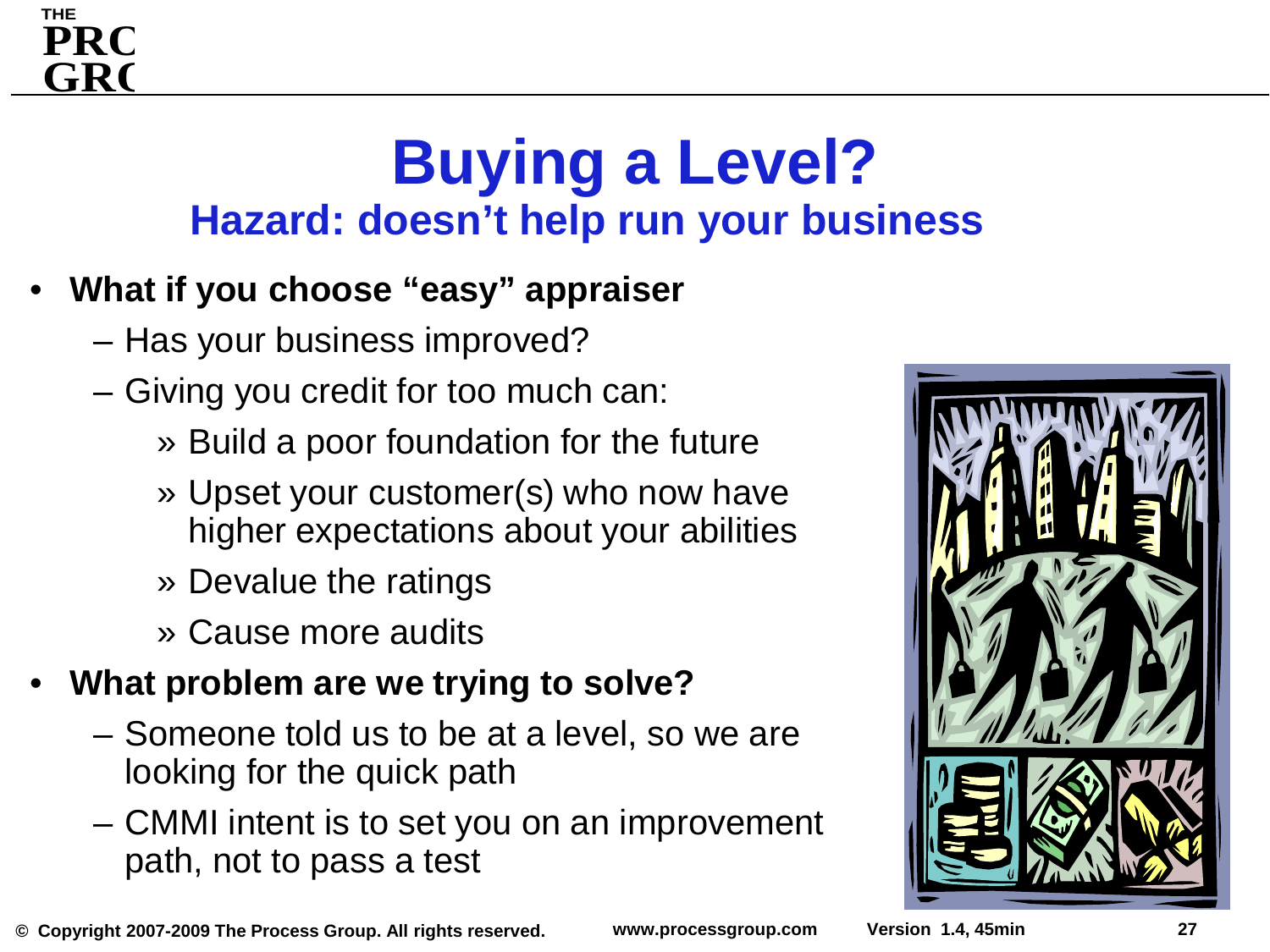# Buying a Level?

## Hazard: doesn't help run your business

- **What if you choose "easy" appraiser**
  - Has your business improved?
  - Giving you credit for too much can:
    - Build a poor foundation for the future
    - Upset your customer(s) who now have higher expectations about your abilities
    - Devalue the ratings
    - Cause more audits
- **What problem are we trying to solve?**
  - Someone told us to be at a level, so we are looking for the quick path
  - CMMI intent is to set you on an improvement path, not to pass a test